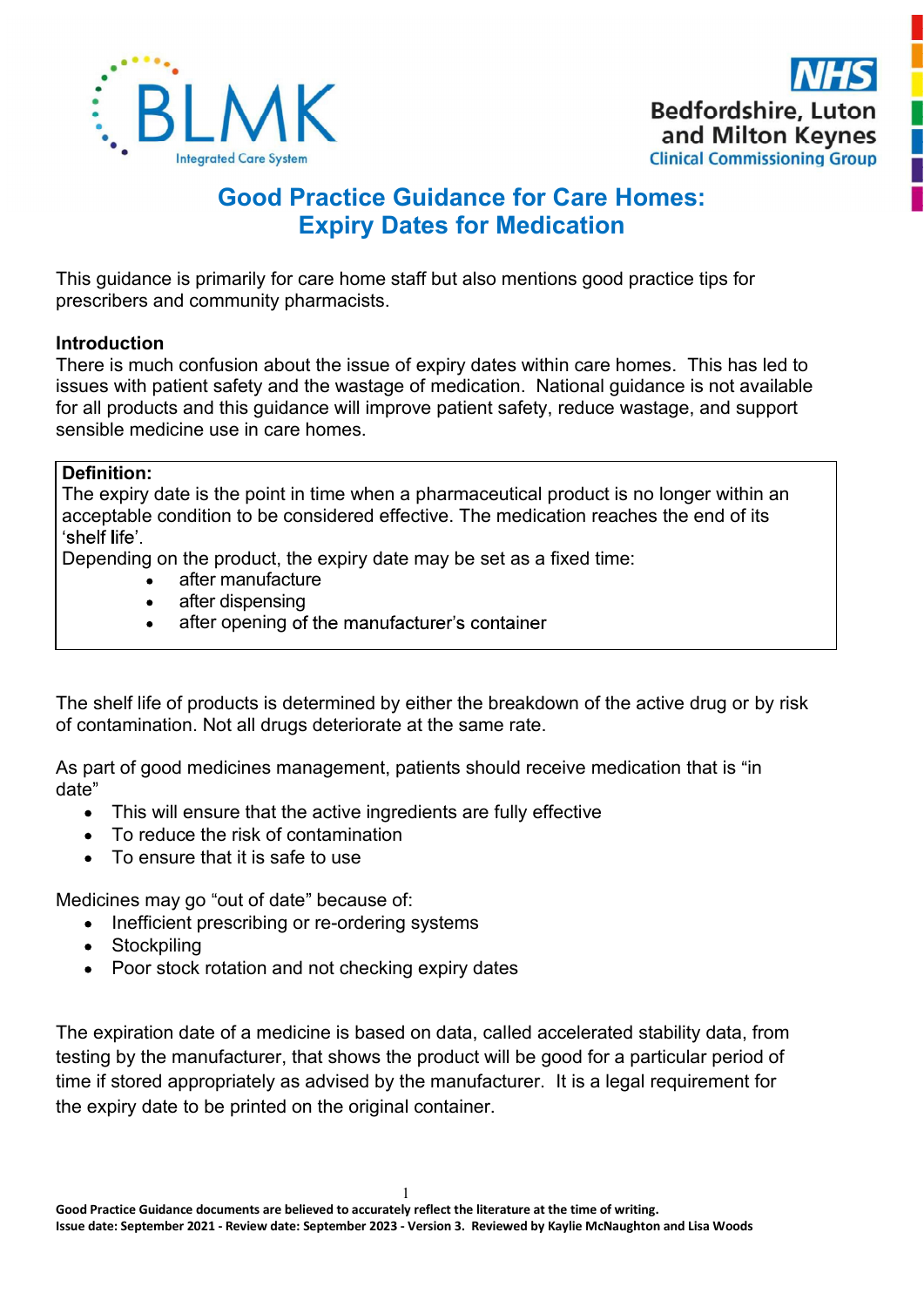BLMK Integrated Care System

NHS Bedfordshire, Luton and Milton Keynes Clinical Commissioning Group

# Good Practice Guidance for Care Homes: Expiry Dates for Medication

This guidance is primarily for care home staff but also mentions good practice tips for prescribers and community pharmacists.

**Introduction**

There is much confusion about the issue of expiry dates within care homes. This has led to issues with patient safety and the wastage of medication. National guidance is not available for all products and this guidance will improve patient safety, reduce wastage, and support sensible medicine use in care homes.

> **Definition:**
> The expiry date is the point in time when a pharmaceutical product is no longer within an acceptable condition to be considered effective. The medication reaches the end of its 'shelf life'.
> Depending on the product, the expiry date may be set as a fixed time:
> - after manufacture
> - after dispensing
> - after opening of the manufacturer's container

The shelf life of products is determined by either the breakdown of the active drug or by risk of contamination. Not all drugs deteriorate at the same rate.

As part of good medicines management, patients should receive medication that is "in date"

- This will ensure that the active ingredients are fully effective
- To reduce the risk of contamination
- To ensure that it is safe to use

Medicines may go "out of date" because of:

- Inefficient prescribing or re-ordering systems
- Stockpiling
- Poor stock rotation and not checking expiry dates

The expiration date of a medicine is based on data, called accelerated stability data, from testing by the manufacturer, that shows the product will be good for a particular period of time if stored appropriately as advised by the manufacturer. It is a legal requirement for the expiry date to be printed on the original container.

**Good Practice Guidance documents are believed to accurately reflect the literature at the time of writing.**
**Issue date: September 2021 - Review date: September 2023 - Version 3. Reviewed by Kaylie McNaughton and Lisa Woods**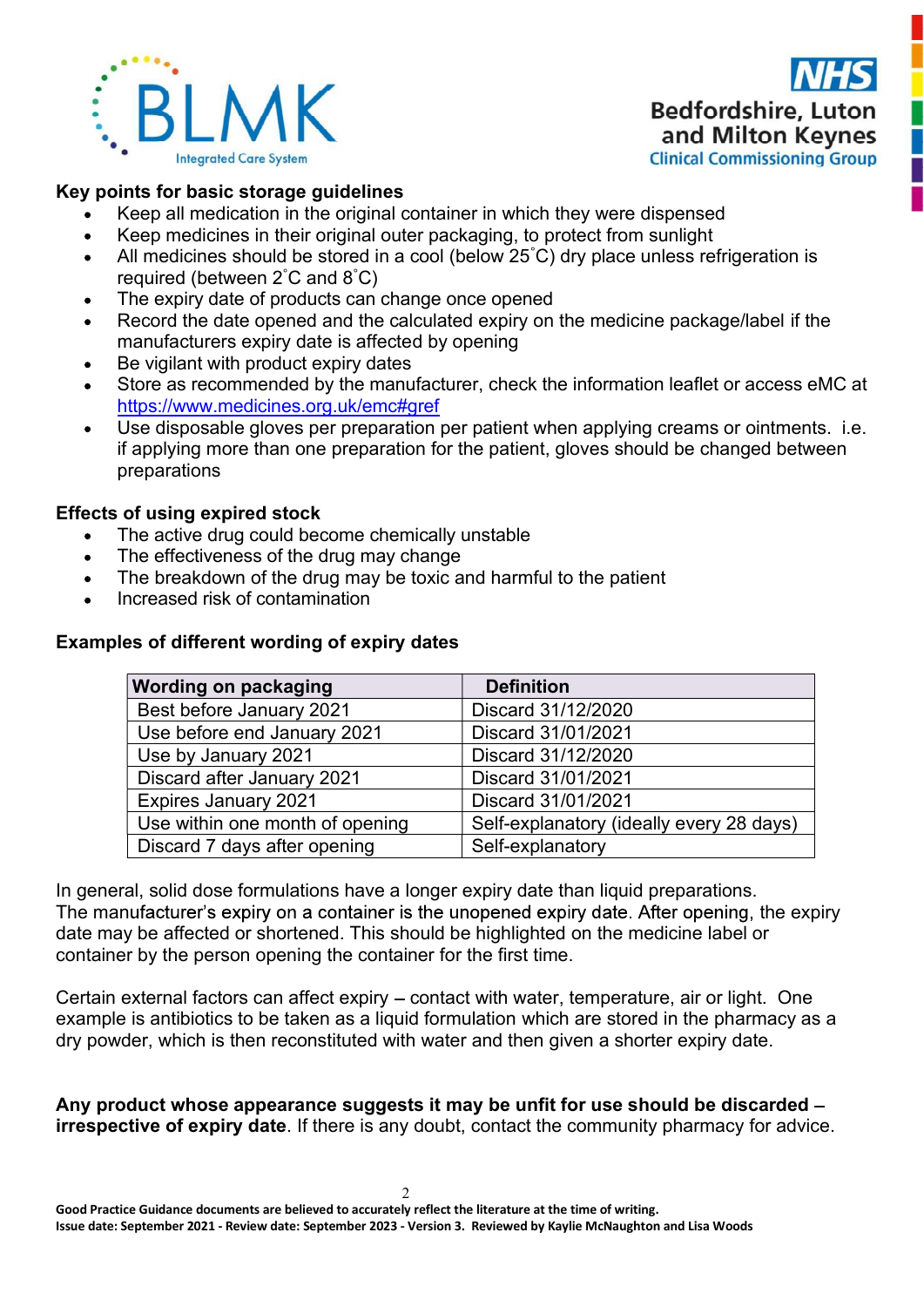### Key points for basic storage guidelines

- Keep all medication in the original container in which they were dispensed
- Keep medicines in their original outer packaging, to protect from sunlight
- All medicines should be stored in a cool (below 25˚C) dry place unless refrigeration is required (between 2˚C and 8˚C)
- The expiry date of products can change once opened
- Record the date opened and the calculated expiry on the medicine package/label if the manufacturers expiry date is affected by opening
- Be vigilant with product expiry dates
- Store as recommended by the manufacturer, check the information leaflet or access eMC at https://www.medicines.org.uk/emc#gref
- Use disposable gloves per preparation per patient when applying creams or ointments. i.e. if applying more than one preparation for the patient, gloves should be changed between preparations

### Effects of using expired stock

- The active drug could become chemically unstable
- The effectiveness of the drug may change
- The breakdown of the drug may be toxic and harmful to the patient
- Increased risk of contamination

### Examples of different wording of expiry dates

| Wording on packaging | Definition |
|---|---|
| Best before January 2021 | Discard 31/12/2020 |
| Use before end January 2021 | Discard 31/01/2021 |
| Use by January 2021 | Discard 31/12/2020 |
| Discard after January 2021 | Discard 31/01/2021 |
| Expires January 2021 | Discard 31/01/2021 |
| Use within one month of opening | Self-explanatory (ideally every 28 days) |
| Discard 7 days after opening | Self-explanatory |

In general, solid dose formulations have a longer expiry date than liquid preparations. The manufacturer's expiry on a container is the unopened expiry date. After opening, the expiry date may be affected or shortened. This should be highlighted on the medicine label or container by the person opening the container for the first time.

Certain external factors can affect expiry – contact with water, temperature, air or light. One example is antibiotics to be taken as a liquid formulation which are stored in the pharmacy as a dry powder, which is then reconstituted with water and then given a shorter expiry date.

**Any product whose appearance suggests it may be unfit for use should be discarded – irrespective of expiry date**. If there is any doubt, contact the community pharmacy for advice.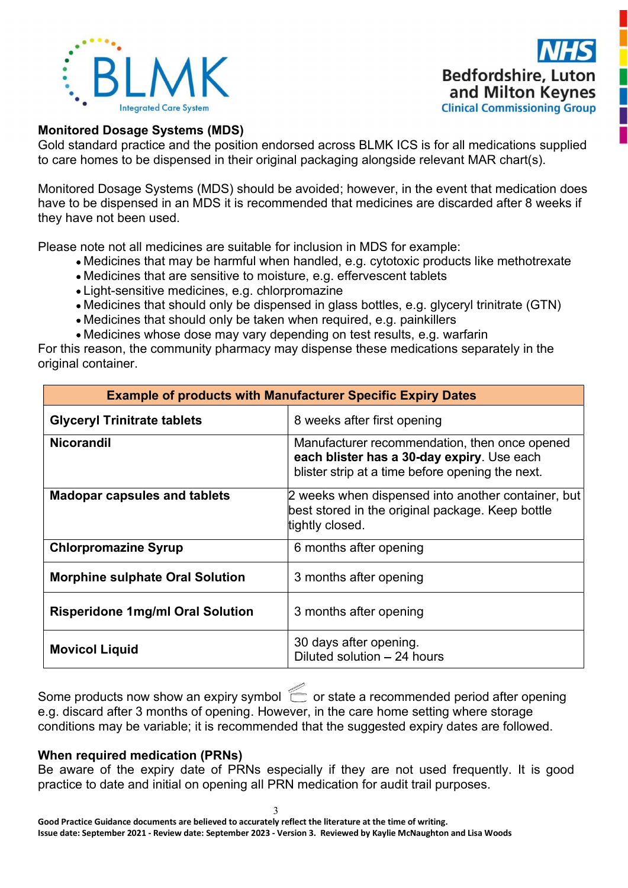## Monitored Dosage Systems (MDS)

Gold standard practice and the position endorsed across BLMK ICS is for all medications supplied to care homes to be dispensed in their original packaging alongside relevant MAR chart(s).

Monitored Dosage Systems (MDS) should be avoided; however, in the event that medication does have to be dispensed in an MDS it is recommended that medicines are discarded after 8 weeks if they have not been used.

Please note not all medicines are suitable for inclusion in MDS for example:

- Medicines that may be harmful when handled, e.g. cytotoxic products like methotrexate
- Medicines that are sensitive to moisture, e.g. effervescent tablets
- Light-sensitive medicines, e.g. chlorpromazine
- Medicines that should only be dispensed in glass bottles, e.g. glyceryl trinitrate (GTN)
- Medicines that should only be taken when required, e.g. painkillers
- Medicines whose dose may vary depending on test results, e.g. warfarin

For this reason, the community pharmacy may dispense these medications separately in the original container.

| Example of products with Manufacturer Specific Expiry Dates | |
|---|---|
| **Glyceryl Trinitrate tablets** | 8 weeks after first opening |
| **Nicorandil** | Manufacturer recommendation, then once opened **each blister has a 30-day expiry**. Use each blister strip at a time before opening the next. |
| **Madopar capsules and tablets** | 2 weeks when dispensed into another container, but best stored in the original package. Keep bottle tightly closed. |
| **Chlorpromazine Syrup** | 6 months after opening |
| **Morphine sulphate Oral Solution** | 3 months after opening |
| **Risperidone 1mg/ml Oral Solution** | 3 months after opening |
| **Movicol Liquid** | 30 days after opening.<br>Diluted solution – 24 hours |

Some products now show an expiry symbol or state a recommended period after opening e.g. discard after 3 months of opening. However, in the care home setting where storage conditions may be variable; it is recommended that the suggested expiry dates are followed.

## When required medication (PRNs)

Be aware of the expiry date of PRNs especially if they are not used frequently. It is good practice to date and initial on opening all PRN medication for audit trail purposes.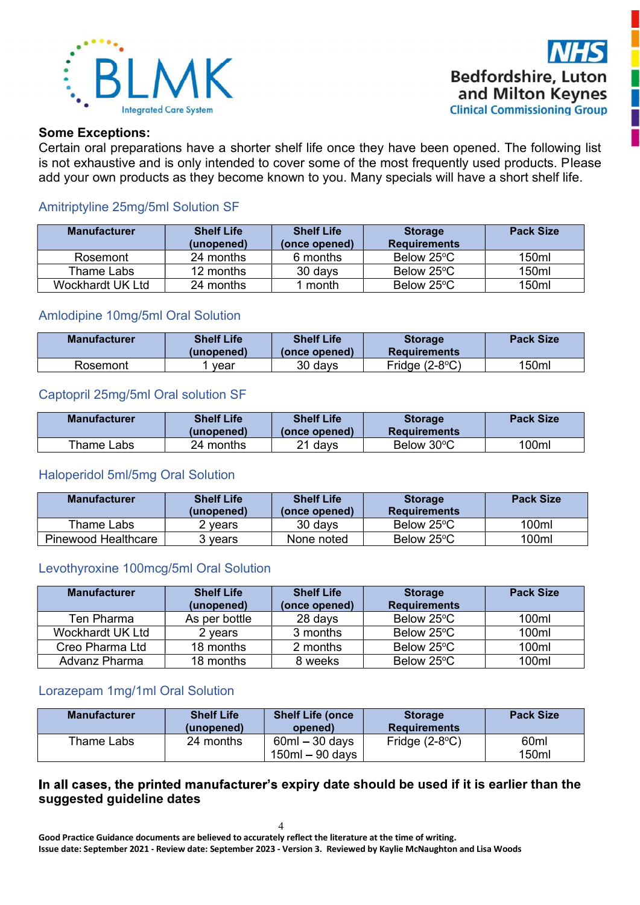**Some Exceptions:**

Certain oral preparations have a shorter shelf life once they have been opened. The following list is not exhaustive and is only intended to cover some of the most frequently used products. Please add your own products as they become known to you. Many specials will have a short shelf life.

### Amitriptyline 25mg/5ml Solution SF

| Manufacturer | Shelf Life (unopened) | Shelf Life (once opened) | Storage Requirements | Pack Size |
|---|---|---|---|---|
| Rosemont | 24 months | 6 months | Below 25°C | 150ml |
| Thame Labs | 12 months | 30 days | Below 25°C | 150ml |
| Wockhardt UK Ltd | 24 months | 1 month | Below 25°C | 150ml |

### Amlodipine 10mg/5ml Oral Solution

| Manufacturer | Shelf Life (unopened) | Shelf Life (once opened) | Storage Requirements | Pack Size |
|---|---|---|---|---|
| Rosemont | 1 year | 30 days | Fridge (2-8°C) | 150ml |

### Captopril 25mg/5ml Oral solution SF

| Manufacturer | Shelf Life (unopened) | Shelf Life (once opened) | Storage Requirements | Pack Size |
|---|---|---|---|---|
| Thame Labs | 24 months | 21 days | Below 30°C | 100ml |

### Haloperidol 5ml/5mg Oral Solution

| Manufacturer | Shelf Life (unopened) | Shelf Life (once opened) | Storage Requirements | Pack Size |
|---|---|---|---|---|
| Thame Labs | 2 years | 30 days | Below 25°C | 100ml |
| Pinewood Healthcare | 3 years | None noted | Below 25°C | 100ml |

### Levothyroxine 100mcg/5ml Oral Solution

| Manufacturer | Shelf Life (unopened) | Shelf Life (once opened) | Storage Requirements | Pack Size |
|---|---|---|---|---|
| Ten Pharma | As per bottle | 28 days | Below 25°C | 100ml |
| Wockhardt UK Ltd | 2 years | 3 months | Below 25°C | 100ml |
| Creo Pharma Ltd | 18 months | 2 months | Below 25°C | 100ml |
| Advanz Pharma | 18 months | 8 weeks | Below 25°C | 100ml |

### Lorazepam 1mg/1ml Oral Solution

| Manufacturer | Shelf Life (unopened) | Shelf Life (once opened) | Storage Requirements | Pack Size |
|---|---|---|---|---|
| Thame Labs | 24 months | 60ml – 30 days<br>150ml – 90 days | Fridge (2-8°C) | 60ml<br>150ml |

**In all cases, the printed manufacturer's expiry date should be used if it is earlier than the suggested guideline dates**

**Good Practice Guidance documents are believed to accurately reflect the literature at the time of writing.**
**Issue date: September 2021 - Review date: September 2023 - Version 3. Reviewed by Kaylie McNaughton and Lisa Woods**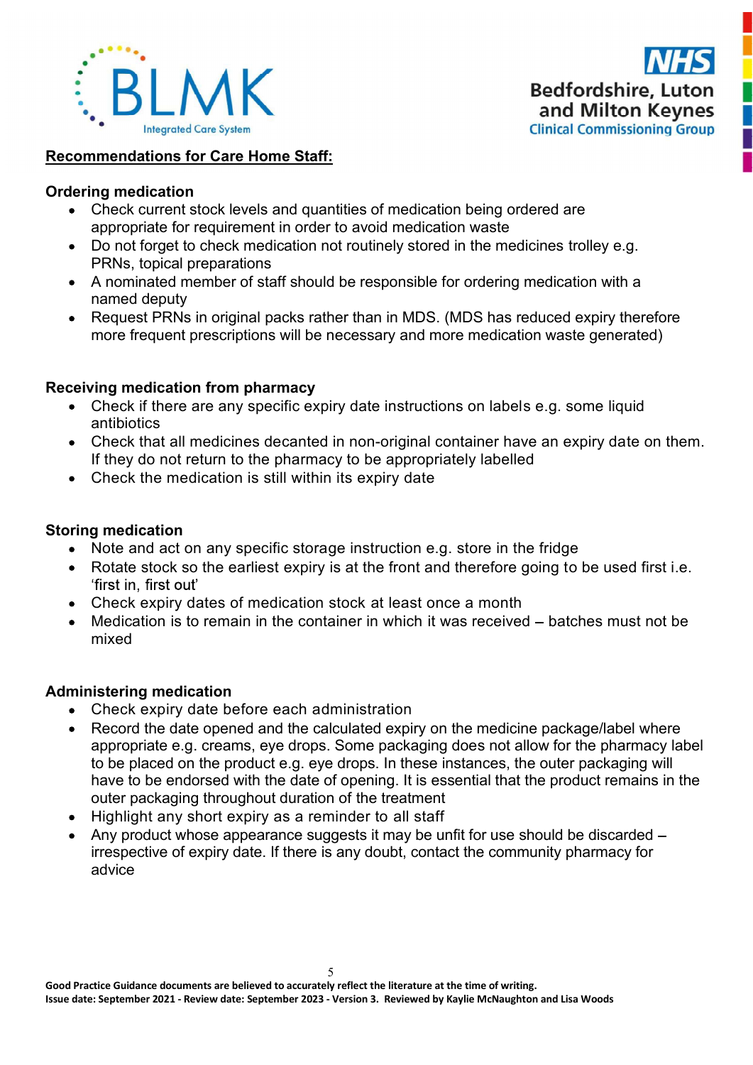## Recommendations for Care Home Staff:

### Ordering medication

- Check current stock levels and quantities of medication being ordered are appropriate for requirement in order to avoid medication waste
- Do not forget to check medication not routinely stored in the medicines trolley e.g. PRNs, topical preparations
- A nominated member of staff should be responsible for ordering medication with a named deputy
- Request PRNs in original packs rather than in MDS. (MDS has reduced expiry therefore more frequent prescriptions will be necessary and more medication waste generated)

### Receiving medication from pharmacy

- Check if there are any specific expiry date instructions on labels e.g. some liquid antibiotics
- Check that all medicines decanted in non-original container have an expiry date on them. If they do not return to the pharmacy to be appropriately labelled
- Check the medication is still within its expiry date

### Storing medication

- Note and act on any specific storage instruction e.g. store in the fridge
- Rotate stock so the earliest expiry is at the front and therefore going to be used first i.e. 'first in, first out'
- Check expiry dates of medication stock at least once a month
- Medication is to remain in the container in which it was received – batches must not be mixed

### Administering medication

- Check expiry date before each administration
- Record the date opened and the calculated expiry on the medicine package/label where appropriate e.g. creams, eye drops. Some packaging does not allow for the pharmacy label to be placed on the product e.g. eye drops. In these instances, the outer packaging will have to be endorsed with the date of opening. It is essential that the product remains in the outer packaging throughout duration of the treatment
- Highlight any short expiry as a reminder to all staff
- Any product whose appearance suggests it may be unfit for use should be discarded – irrespective of expiry date. If there is any doubt, contact the community pharmacy for advice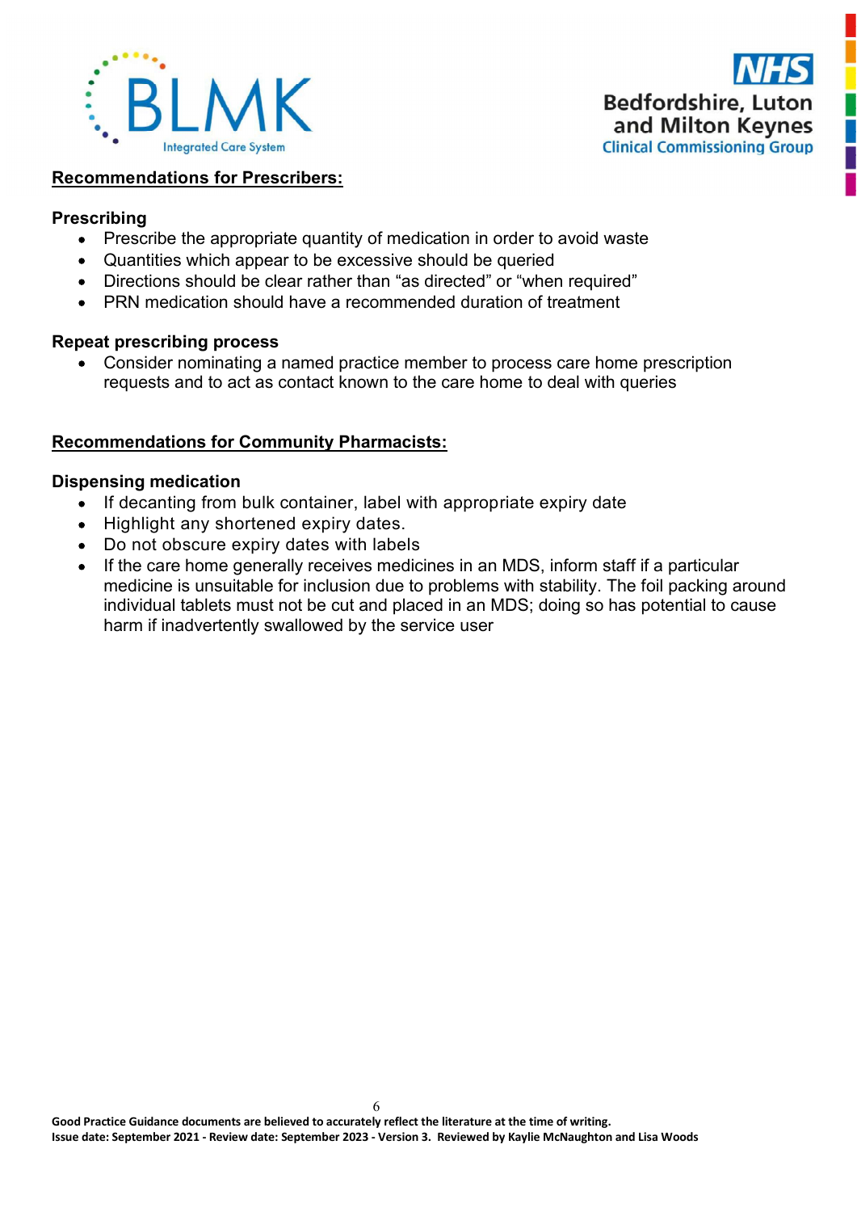## Recommendations for Prescribers:

### Prescribing

- Prescribe the appropriate quantity of medication in order to avoid waste
- Quantities which appear to be excessive should be queried
- Directions should be clear rather than “as directed” or “when required”
- PRN medication should have a recommended duration of treatment

### Repeat prescribing process

- Consider nominating a named practice member to process care home prescription requests and to act as contact known to the care home to deal with queries

## Recommendations for Community Pharmacists:

### Dispensing medication

- If decanting from bulk container, label with appropriate expiry date
- Highlight any shortened expiry dates.
- Do not obscure expiry dates with labels
- If the care home generally receives medicines in an MDS, inform staff if a particular medicine is unsuitable for inclusion due to problems with stability. The foil packing around individual tablets must not be cut and placed in an MDS; doing so has potential to cause harm if inadvertently swallowed by the service user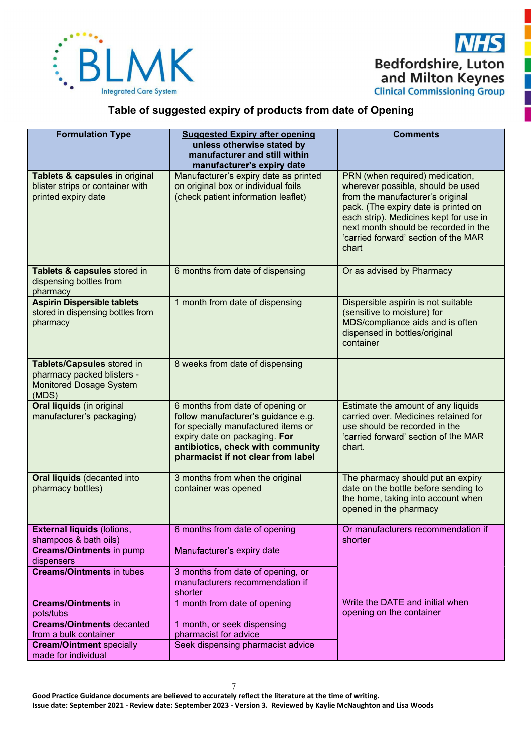# Table of suggested expiry of products from date of Opening

| Formulation Type | Suggested Expiry after opening unless otherwise stated by manufacturer and still within manufacturer's expiry date | Comments |
|---|---|---|
| **Tablets & capsules** in original blister strips or container with printed expiry date | Manufacturer's expiry date as printed on original box or individual foils (check patient information leaflet) | PRN (when required) medication, wherever possible, should be used from the manufacturer's original pack. (The expiry date is printed on each strip). Medicines kept for use in next month should be recorded in the 'carried forward' section of the MAR chart |
| **Tablets & capsules** stored in dispensing bottles from pharmacy | 6 months from date of dispensing | Or as advised by Pharmacy |
| **Aspirin Dispersible tablets** stored in dispensing bottles from pharmacy | 1 month from date of dispensing | Dispersible aspirin is not suitable (sensitive to moisture) for MDS/compliance aids and is often dispensed in bottles/original container |
| **Tablets/Capsules** stored in pharmacy packed blisters - Monitored Dosage System (MDS) | 8 weeks from date of dispensing | |
| **Oral liquids** (in original manufacturer's packaging) | 6 months from date of opening or follow manufacturer's guidance e.g. for specially manufactured items or expiry date on packaging. **For antibiotics, check with community pharmacist if not clear from label** | Estimate the amount of any liquids carried over. Medicines retained for use should be recorded in the 'carried forward' section of the MAR chart. |
| **Oral liquids** (decanted into pharmacy bottles) | 3 months from when the original container was opened | The pharmacy should put an expiry date on the bottle before sending to the home, taking into account when opened in the pharmacy |
| **External liquids** (lotions, shampoos & bath oils) | 6 months from date of opening | Or manufacturers recommendation if shorter |
| **Creams/Ointments** in pump dispensers | Manufacturer's expiry date | Write the DATE and initial when opening on the container |
| **Creams/Ointments** in tubes | 3 months from date of opening, or manufacturers recommendation if shorter | |
| **Creams/Ointments** in pots/tubs | 1 month from date of opening | |
| **Creams/Ointments** decanted from a bulk container | 1 month, or seek dispensing pharmacist for advice | |
| **Cream/Ointment** specially made for individual | Seek dispensing pharmacist advice | |

**Good Practice Guidance documents are believed to accurately reflect the literature at the time of writing.**
**Issue date: September 2021 - Review date: September 2023 - Version 3. Reviewed by Kaylie McNaughton and Lisa Woods**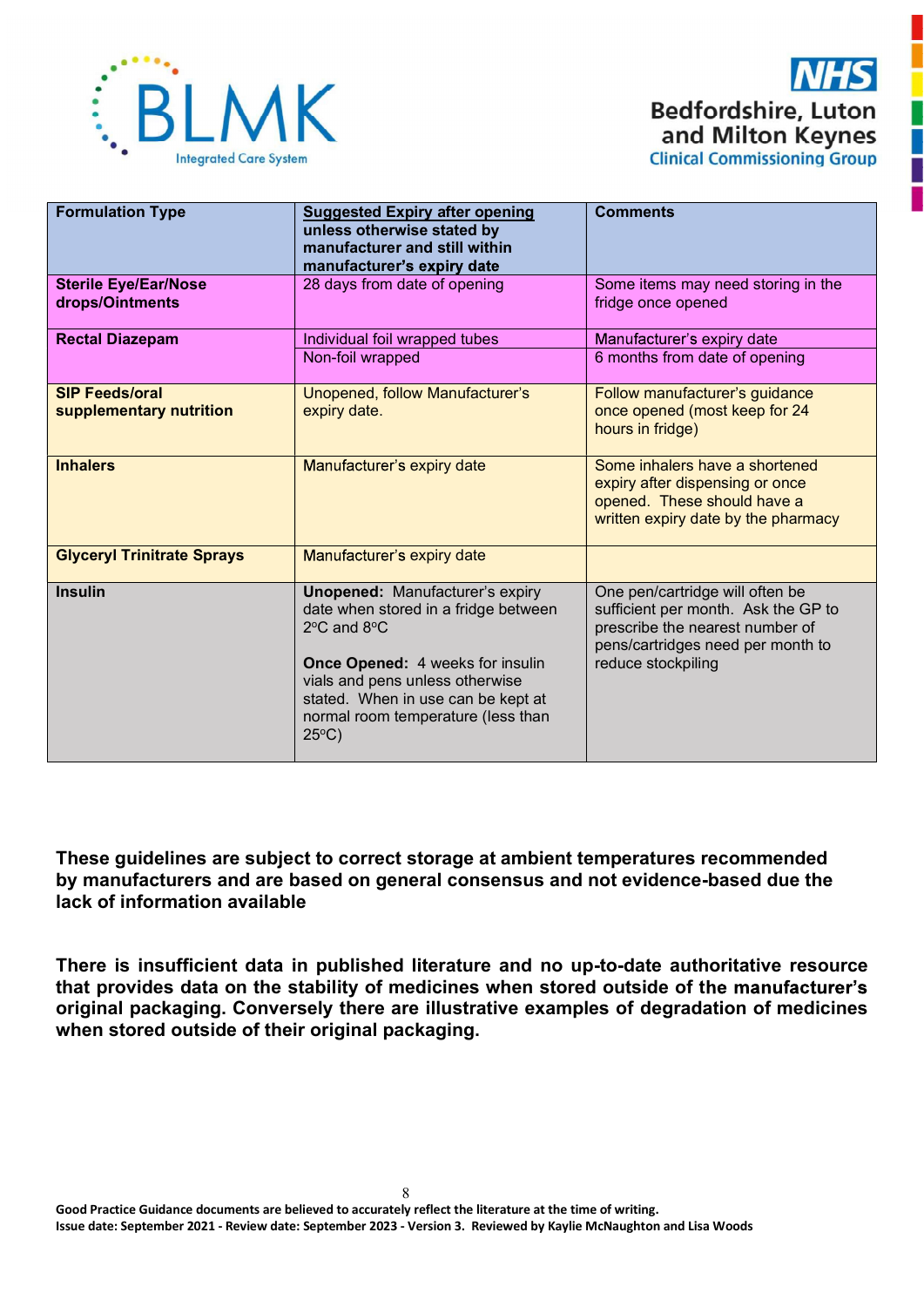| Formulation Type | Suggested Expiry after opening unless otherwise stated by manufacturer and still within manufacturer's expiry date | Comments |
|---|---|---|
| **Sterile Eye/Ear/Nose drops/Ointments** | 28 days from date of opening | Some items may need storing in the fridge once opened |
| **Rectal Diazepam** | Individual foil wrapped tubes | Manufacturer's expiry date |
| | Non-foil wrapped | 6 months from date of opening |
| **SIP Feeds/oral supplementary nutrition** | Unopened, follow Manufacturer's expiry date. | Follow manufacturer's guidance once opened (most keep for 24 hours in fridge) |
| **Inhalers** | Manufacturer's expiry date | Some inhalers have a shortened expiry after dispensing or once opened. These should have a written expiry date by the pharmacy |
| **Glyceryl Trinitrate Sprays** | Manufacturer's expiry date | |
| **Insulin** | **Unopened:** Manufacturer's expiry date when stored in a fridge between 2°C and 8°C<br><br>**Once Opened:** 4 weeks for insulin vials and pens unless otherwise stated. When in use can be kept at normal room temperature (less than 25°C) | One pen/cartridge will often be sufficient per month. Ask the GP to prescribe the nearest number of pens/cartridges need per month to reduce stockpiling |

**These guidelines are subject to correct storage at ambient temperatures recommended by manufacturers and are based on general consensus and not evidence-based due the lack of information available**

**There is insufficient data in published literature and no up-to-date authoritative resource that provides data on the stability of medicines when stored outside of the manufacturer's original packaging. Conversely there are illustrative examples of degradation of medicines when stored outside of their original packaging.**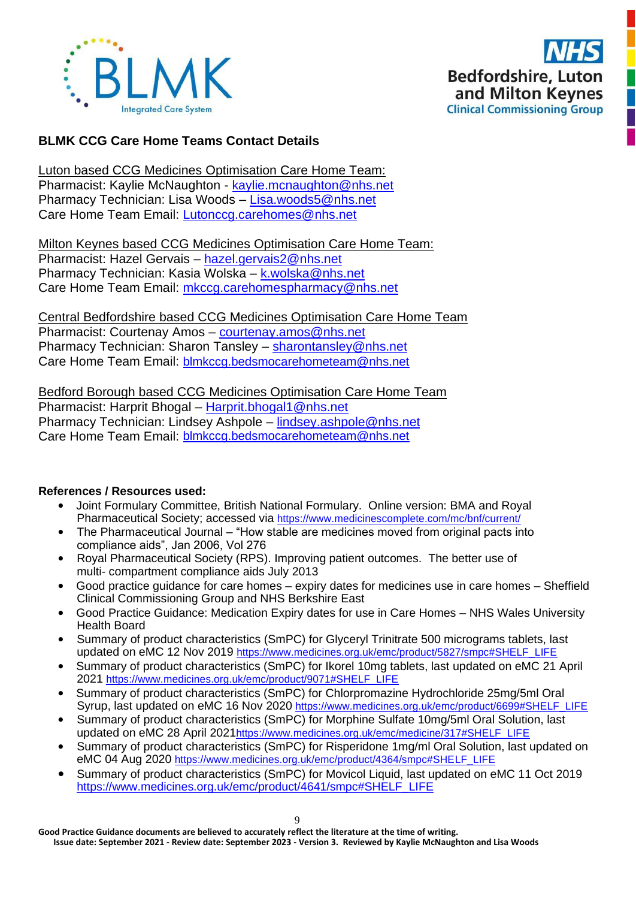**BLMK CCG Care Home Teams Contact Details**

Luton based CCG Medicines Optimisation Care Home Team:
Pharmacist: Kaylie McNaughton - kaylie.mcnaughton@nhs.net
Pharmacy Technician: Lisa Woods – Lisa.woods5@nhs.net
Care Home Team Email: Lutonccg.carehomes@nhs.net

Milton Keynes based CCG Medicines Optimisation Care Home Team:
Pharmacist: Hazel Gervais – hazel.gervais2@nhs.net
Pharmacy Technician: Kasia Wolska – k.wolska@nhs.net
Care Home Team Email: mkccg.carehomespharmacy@nhs.net

Central Bedfordshire based CCG Medicines Optimisation Care Home Team
Pharmacist: Courtenay Amos – courtenay.amos@nhs.net
Pharmacy Technician: Sharon Tansley – sharontansley@nhs.net
Care Home Team Email: blmkccg.bedsmocarehometeam@nhs.net

Bedford Borough based CCG Medicines Optimisation Care Home Team
Pharmacist: Harprit Bhogal – Harprit.bhogal1@nhs.net
Pharmacy Technician: Lindsey Ashpole – lindsey.ashpole@nhs.net
Care Home Team Email: blmkccg.bedsmocarehometeam@nhs.net

**References / Resources used:**

- Joint Formulary Committee, British National Formulary. Online version: BMA and Royal Pharmaceutical Society; accessed via https://www.medicinescomplete.com/mc/bnf/current/
- The Pharmaceutical Journal – "How stable are medicines moved from original pacts into compliance aids", Jan 2006, Vol 276
- Royal Pharmaceutical Society (RPS). Improving patient outcomes. The better use of multi- compartment compliance aids July 2013
- Good practice guidance for care homes – expiry dates for medicines use in care homes – Sheffield Clinical Commissioning Group and NHS Berkshire East
- Good Practice Guidance: Medication Expiry dates for use in Care Homes – NHS Wales University Health Board
- Summary of product characteristics (SmPC) for Glyceryl Trinitrate 500 micrograms tablets, last updated on eMC 12 Nov 2019 https://www.medicines.org.uk/emc/product/5827/smpc#SHELF_LIFE
- Summary of product characteristics (SmPC) for Ikorel 10mg tablets, last updated on eMC 21 April 2021 https://www.medicines.org.uk/emc/product/9071#SHELF_LIFE
- Summary of product characteristics (SmPC) for Chlorpromazine Hydrochloride 25mg/5ml Oral Syrup, last updated on eMC 16 Nov 2020 https://www.medicines.org.uk/emc/product/6699#SHELF_LIFE
- Summary of product characteristics (SmPC) for Morphine Sulfate 10mg/5ml Oral Solution, last updated on eMC 28 April 2021https://www.medicines.org.uk/emc/medicine/317#SHELF_LIFE
- Summary of product characteristics (SmPC) for Risperidone 1mg/ml Oral Solution, last updated on eMC 04 Aug 2020 https://www.medicines.org.uk/emc/product/4364/smpc#SHELF_LIFE
- Summary of product characteristics (SmPC) for Movicol Liquid, last updated on eMC 11 Oct 2019 https://www.medicines.org.uk/emc/product/4641/smpc#SHELF_LIFE

**Good Practice Guidance documents are believed to accurately reflect the literature at the time of writing.**
**Issue date: September 2021 - Review date: September 2023 - Version 3. Reviewed by Kaylie McNaughton and Lisa Woods**